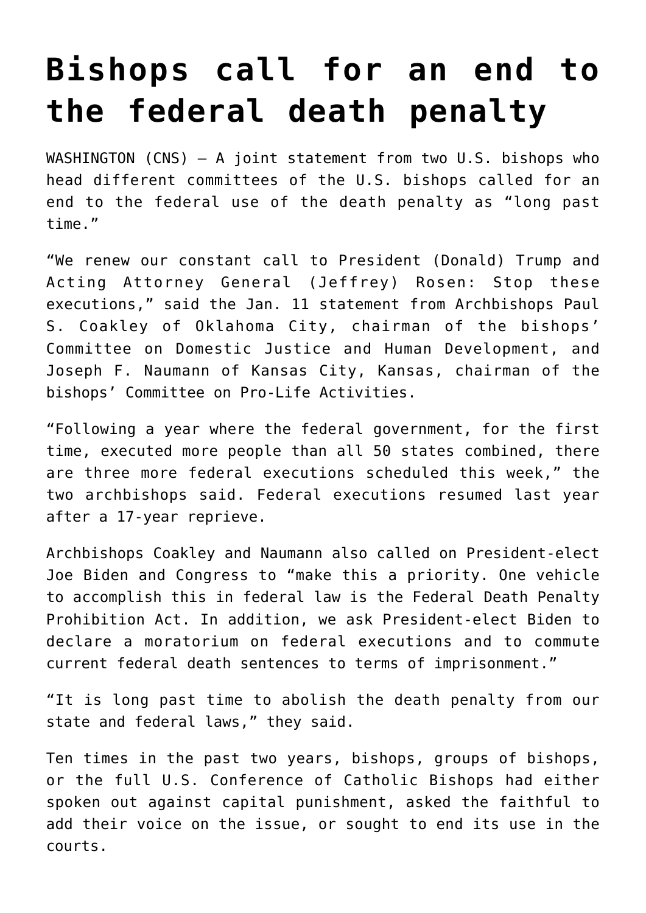# Bishops call for an end to the federal death penalty

WASHINGTON (CNS) — A joint statement from two U.S. bishops who head different committees of the U.S. bishops called for an end to the federal use of the death penalty as "long past time."

"We renew our constant call to President (Donald) Trump and Acting Attorney General (Jeffrey) Rosen: Stop these executions," said the Jan. 11 statement from Archbishops Paul S. Coakley of Oklahoma City, chairman of the bishops' Committee on Domestic Justice and Human Development, and Joseph F. Naumann of Kansas City, Kansas, chairman of the bishops' Committee on Pro-Life Activities.

"Following a year where the federal government, for the first time, executed more people than all 50 states combined, there are three more federal executions scheduled this week," the two archbishops said. Federal executions resumed last year after a 17-year reprieve.

Archbishops Coakley and Naumann also called on President-elect Joe Biden and Congress to "make this a priority. One vehicle to accomplish this in federal law is the Federal Death Penalty Prohibition Act. In addition, we ask President-elect Biden to declare a moratorium on federal executions and to commute current federal death sentences to terms of imprisonment."

"It is long past time to abolish the death penalty from our state and federal laws," they said.

Ten times in the past two years, bishops, groups of bishops, or the full U.S. Conference of Catholic Bishops had either spoken out against capital punishment, asked the faithful to add their voice on the issue, or sought to end its use in the courts.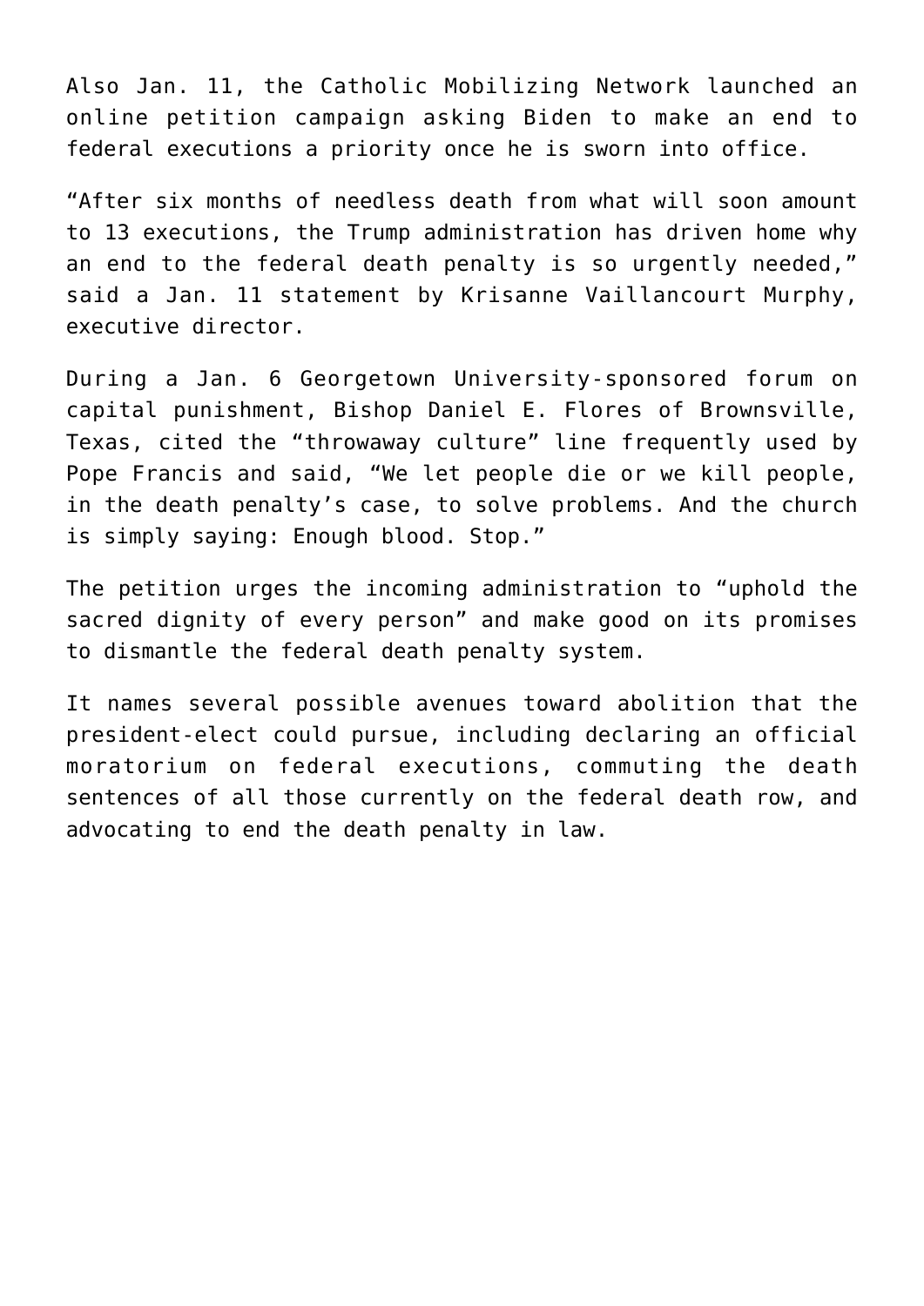Also Jan. 11, the Catholic Mobilizing Network launched an online petition campaign asking Biden to make an end to federal executions a priority once he is sworn into office.

"After six months of needless death from what will soon amount to 13 executions, the Trump administration has driven home why an end to the federal death penalty is so urgently needed," said a Jan. 11 statement by Krisanne Vaillancourt Murphy, executive director.

During a Jan. 6 Georgetown University-sponsored forum on capital punishment, Bishop Daniel E. Flores of Brownsville, Texas, cited the "throwaway culture" line frequently used by Pope Francis and said, "We let people die or we kill people, in the death penalty's case, to solve problems. And the church is simply saying: Enough blood. Stop."

The petition urges the incoming administration to "uphold the sacred dignity of every person" and make good on its promises to dismantle the federal death penalty system.

It names several possible avenues toward abolition that the president-elect could pursue, including declaring an official moratorium on federal executions, commuting the death sentences of all those currently on the federal death row, and advocating to end the death penalty in law.